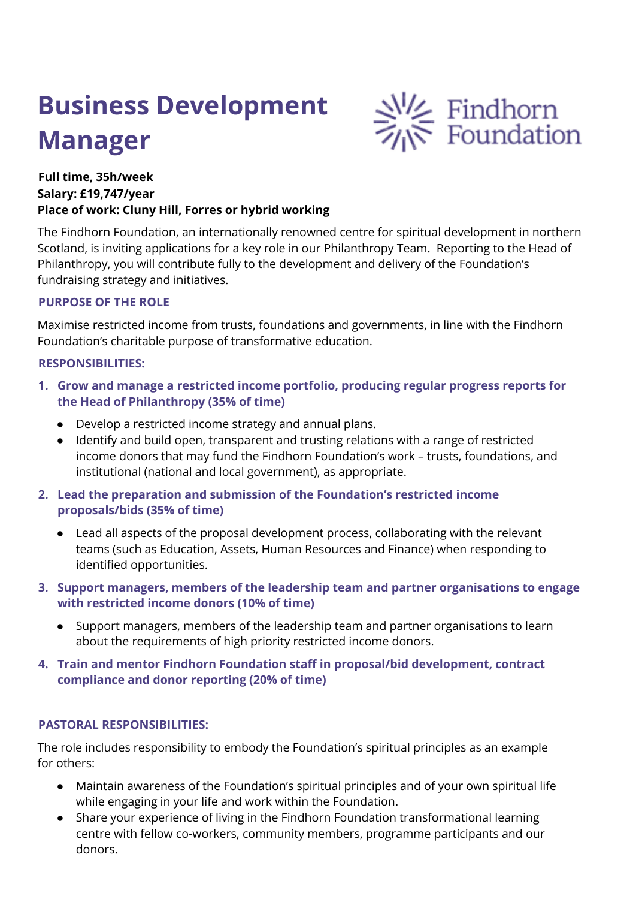# Business Development Manager

Findhorn Foundation

**Full time, 35h/week**
**Salary: £19,747/year**
**Place of work: Cluny Hill, Forres or hybrid working**

The Findhorn Foundation, an internationally renowned centre for spiritual development in northern Scotland, is inviting applications for a key role in our Philanthropy Team. Reporting to the Head of Philanthropy, you will contribute fully to the development and delivery of the Foundation's fundraising strategy and initiatives.

## PURPOSE OF THE ROLE

Maximise restricted income from trusts, foundations and governments, in line with the Findhorn Foundation's charitable purpose of transformative education.

## RESPONSIBILITIES:

1. **Grow and manage a restricted income portfolio, producing regular progress reports for the Head of Philanthropy (35% of time)**
   - Develop a restricted income strategy and annual plans.
   - Identify and build open, transparent and trusting relations with a range of restricted income donors that may fund the Findhorn Foundation's work – trusts, foundations, and institutional (national and local government), as appropriate.
2. **Lead the preparation and submission of the Foundation's restricted income proposals/bids (35% of time)**
   - Lead all aspects of the proposal development process, collaborating with the relevant teams (such as Education, Assets, Human Resources and Finance) when responding to identified opportunities.
3. **Support managers, members of the leadership team and partner organisations to engage with restricted income donors (10% of time)**
   - Support managers, members of the leadership team and partner organisations to learn about the requirements of high priority restricted income donors.
4. **Train and mentor Findhorn Foundation staff in proposal/bid development, contract compliance and donor reporting (20% of time)**

## PASTORAL RESPONSIBILITIES:

The role includes responsibility to embody the Foundation's spiritual principles as an example for others:

- Maintain awareness of the Foundation's spiritual principles and of your own spiritual life while engaging in your life and work within the Foundation.
- Share your experience of living in the Findhorn Foundation transformational learning centre with fellow co-workers, community members, programme participants and our donors.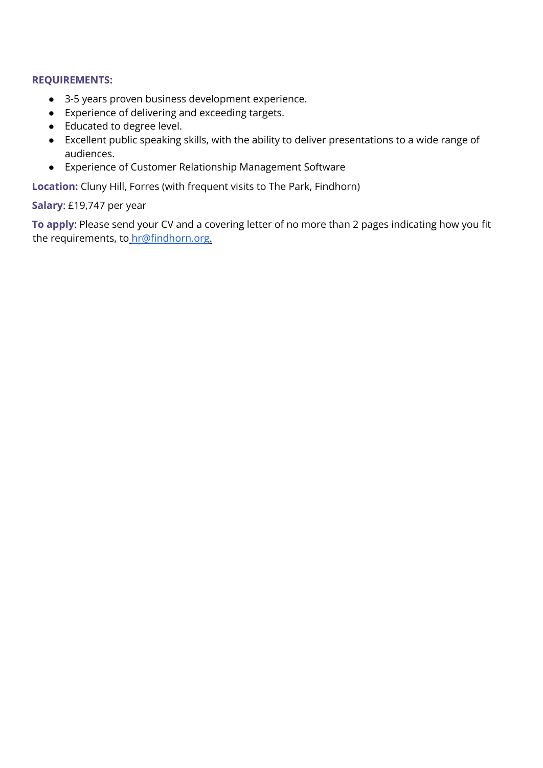**REQUIREMENTS:**

- 3-5 years proven business development experience.
- Experience of delivering and exceeding targets.
- Educated to degree level.
- Excellent public speaking skills, with the ability to deliver presentations to a wide range of audiences.
- Experience of Customer Relationship Management Software

**Location:** Cluny Hill, Forres (with frequent visits to The Park, Findhorn)

**Salary**: £19,747 per year

**To apply**: Please send your CV and a covering letter of no more than 2 pages indicating how you fit the requirements, to hr@findhorn.org.